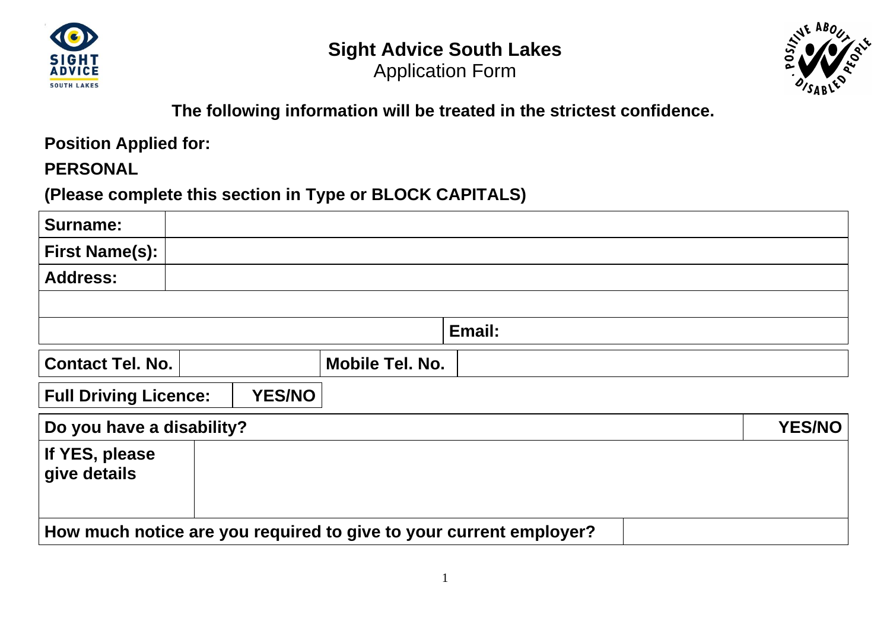# Sight Advice South Lakes

Application Form

**The following information will be treated in the strictest confidence.**

**Position Applied for:**

**PERSONAL**

**(Please complete this section in Type or BLOCK CAPITALS)**

| | |
|---|---|
| **Surname:** | |
| **First Name(s):** | |
| **Address:** | |
| | |
| | **Email:** |

| | | | |
|---|---|---|---|
| **Contact Tel. No.** | | **Mobile Tel. No.** | |

| | |
|---|---|
| **Full Driving Licence:** | **YES/NO** |

| | |
|---|---|
| **Do you have a disability?** | **YES/NO** |
| **If YES, please give details** | |
| **How much notice are you required to give to your current employer?** | |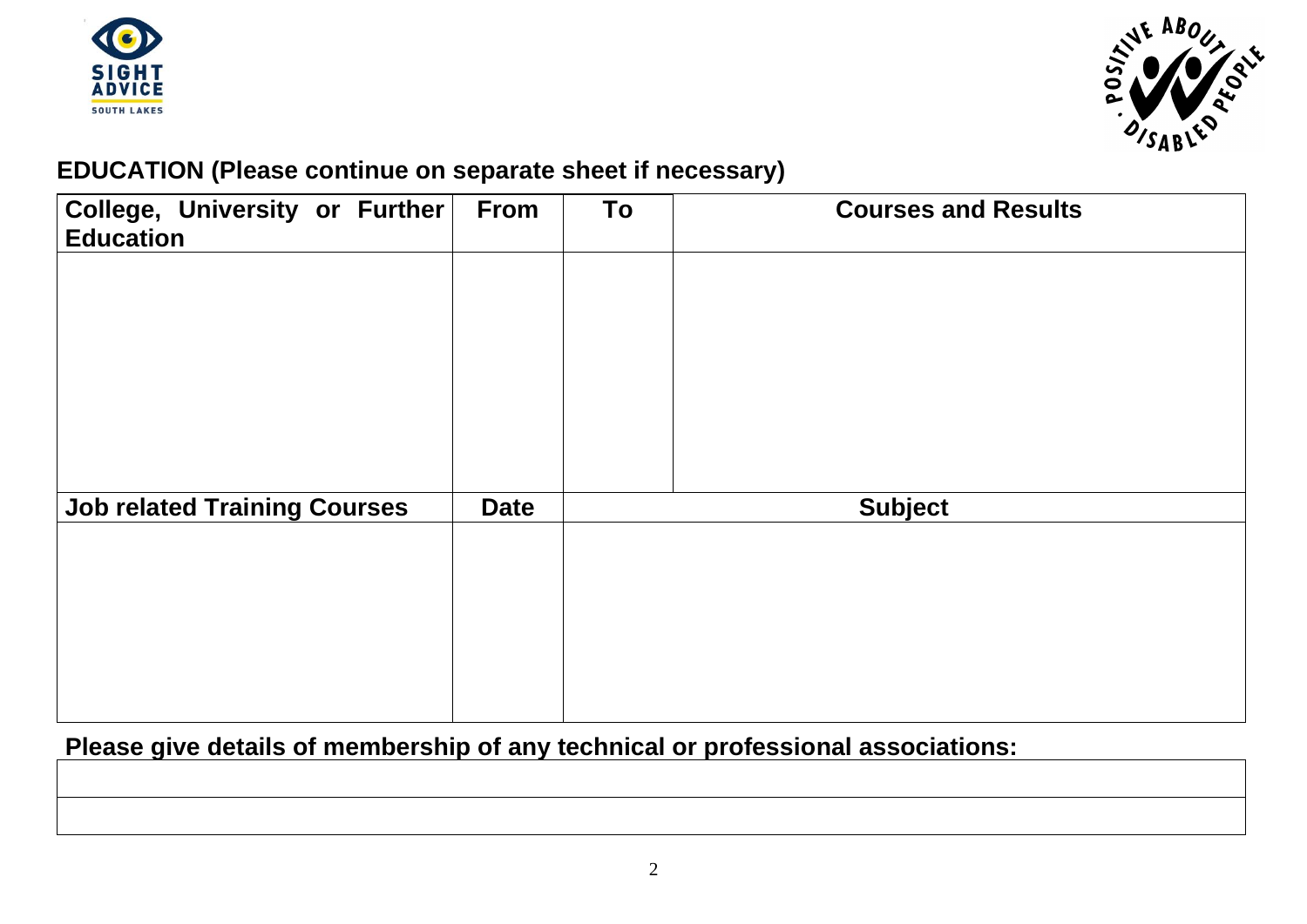## EDUCATION (Please continue on separate sheet if necessary)

| College, University or Further Education | From | To | Courses and Results |
|---|---|---|---|
| | | | |

| Job related Training Courses | Date | Subject |
|---|---|---|
| | | |

**Please give details of membership of any technical or professional associations:**

| |
|---|
| |
| |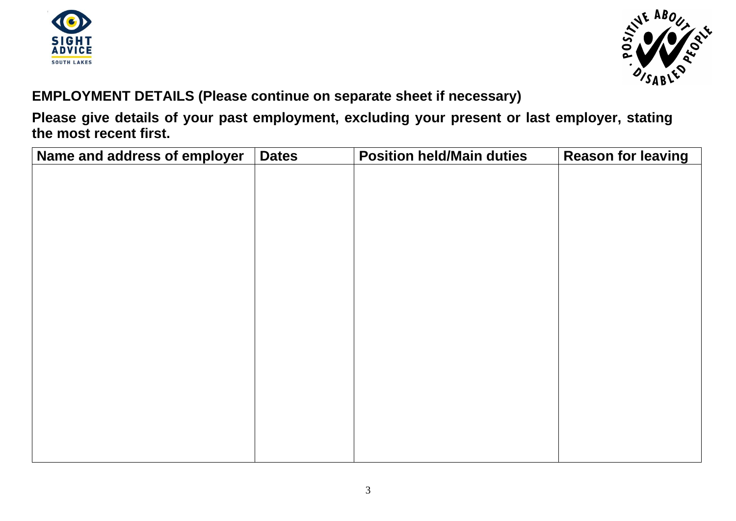**EMPLOYMENT DETAILS (Please continue on separate sheet if necessary)**

**Please give details of your past employment, excluding your present or last employer, stating the most recent first.**

| Name and address of employer | Dates | Position held/Main duties | Reason for leaving |
|---|---|---|---|
| | | | |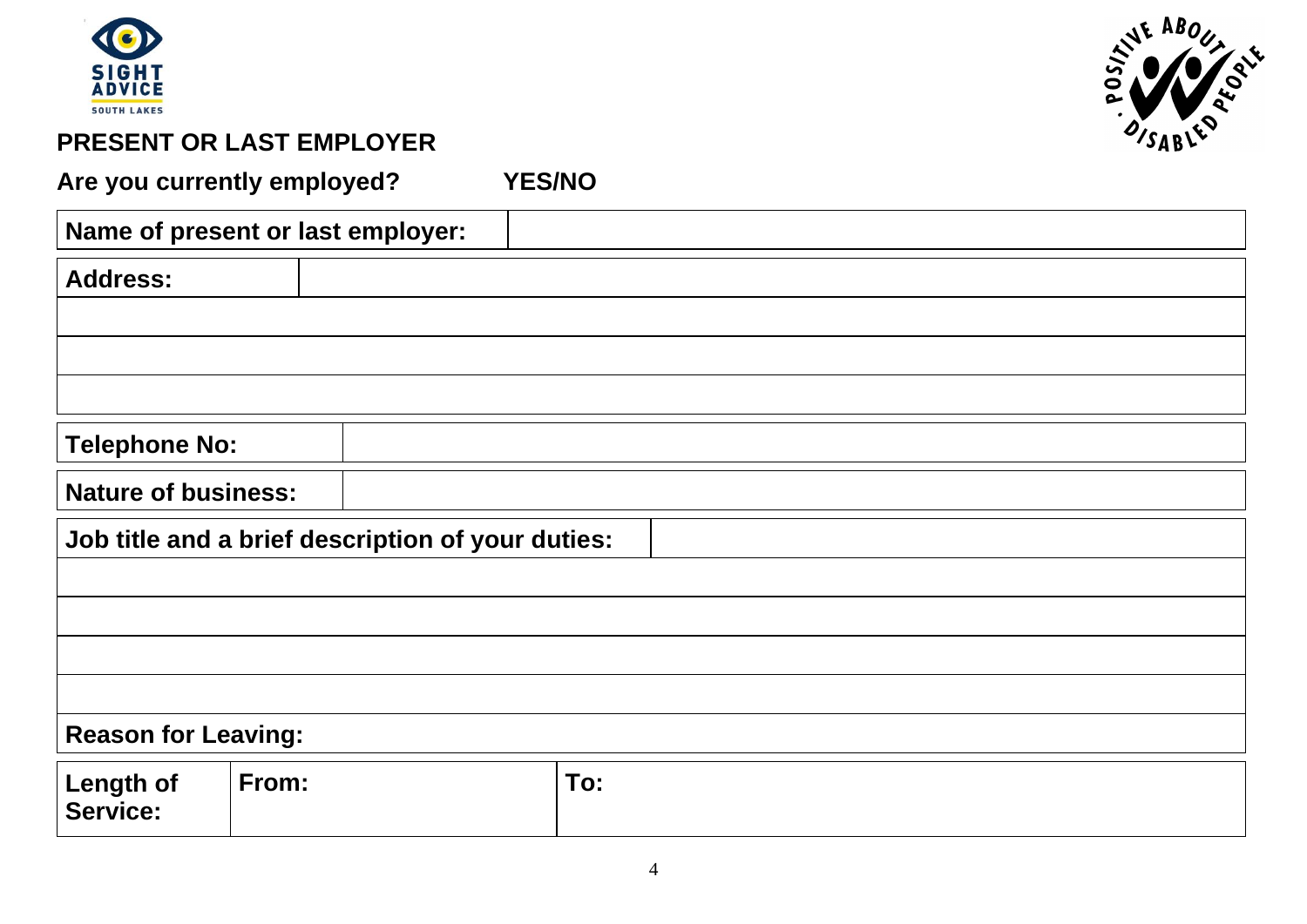## PRESENT OR LAST EMPLOYER

**Are you currently employed? YES/NO**

| **Name of present or last employer:** | |
|---|---|

| **Address:** | |
|---|---|
| | |
| | |
| | |

| **Telephone No:** | |
|---|---|

| **Nature of business:** | |
|---|---|

| **Job title and a brief description of your duties:** | |
|---|---|
| | |
| | |
| | |
| | |
| **Reason for Leaving:** | |

| **Length of Service:** | **From:** | **To:** |
|---|---|---|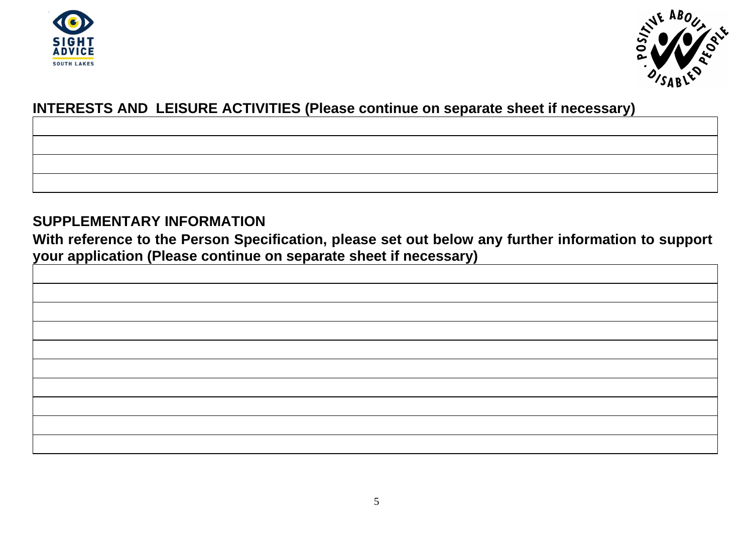## INTERESTS AND LEISURE ACTIVITIES (Please continue on separate sheet if necessary)

| |
|---|
| |
| |
| |

## SUPPLEMENTARY INFORMATION

**With reference to the Person Specification, please set out below any further information to support your application (Please continue on separate sheet if necessary)**

| |
|---|
| |
| |
| |
| |
| |
| |
| |
| |
| |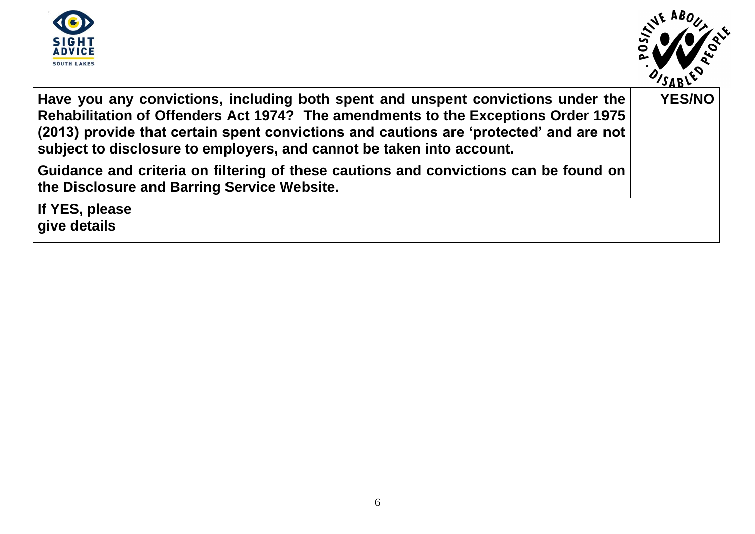| **Have you any convictions, including both spent and unspent convictions under the Rehabilitation of Offenders Act 1974? The amendments to the Exceptions Order 1975 (2013) provide that certain spent convictions and cautions are ‘protected’ and are not subject to disclosure to employers, and cannot be taken into account.**<br><br>**Guidance and criteria on filtering of these cautions and convictions can be found on the Disclosure and Barring Service Website.** | | **YES/NO** |
|---|---|---|
| **If YES, please give details** | | |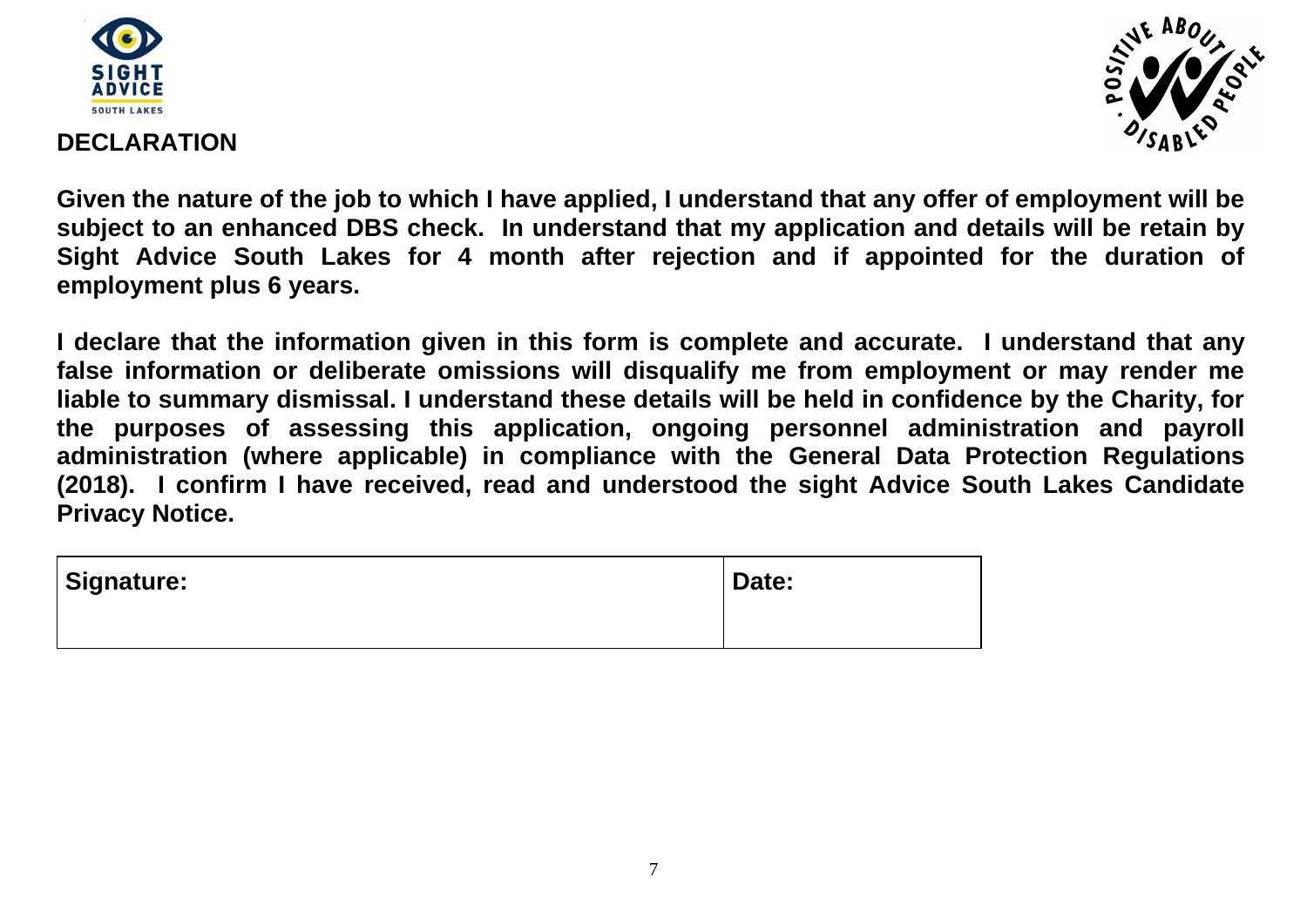## DECLARATION

**Given the nature of the job to which I have applied, I understand that any offer of employment will be subject to an enhanced DBS check. In understand that my application and details will be retain by Sight Advice South Lakes for 4 month after rejection and if appointed for the duration of employment plus 6 years.**

**I declare that the information given in this form is complete and accurate. I understand that any false information or deliberate omissions will disqualify me from employment or may render me liable to summary dismissal. I understand these details will be held in confidence by the Charity, for the purposes of assessing this application, ongoing personnel administration and payroll administration (where applicable) in compliance with the General Data Protection Regulations (2018). I confirm I have received, read and understood the sight Advice South Lakes Candidate Privacy Notice.**

| **Signature:** | **Date:** |
| --- | --- |
| | |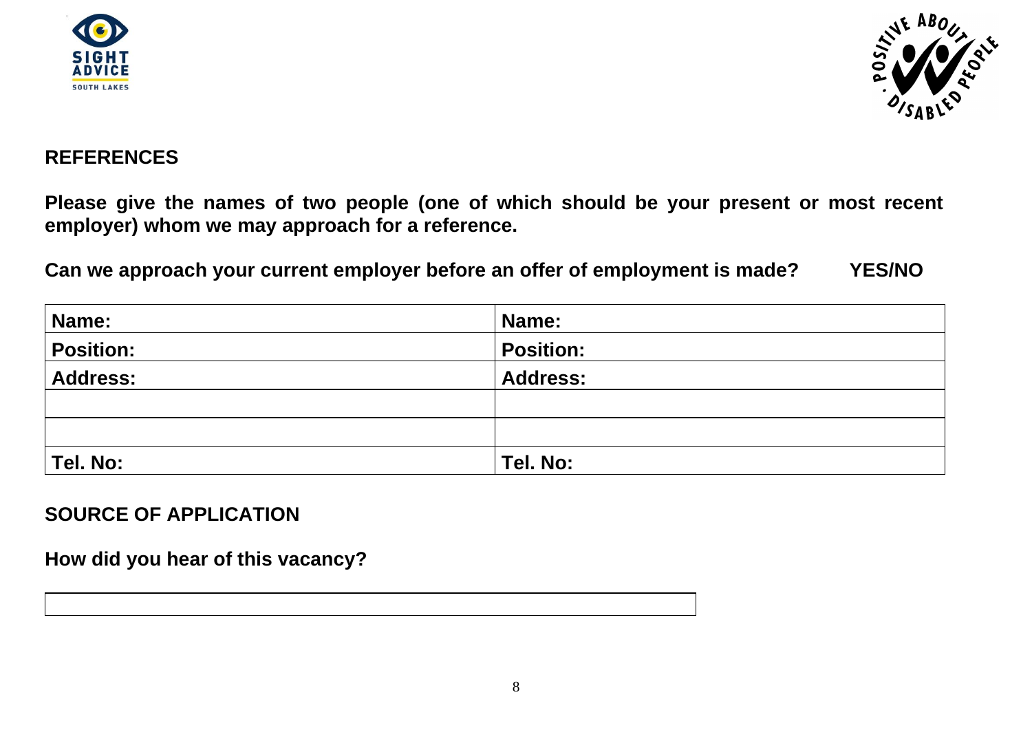## REFERENCES

**Please give the names of two people (one of which should be your present or most recent employer) whom we may approach for a reference.**

**Can we approach your current employer before an offer of employment is made? YES/NO**

| **Name:** | **Name:** |
|---|---|
| **Position:** | **Position:** |
| **Address:** | **Address:** |
| | |
| | |
| **Tel. No:** | **Tel. No:** |

## SOURCE OF APPLICATION

**How did you hear of this vacancy?**

| |
|---|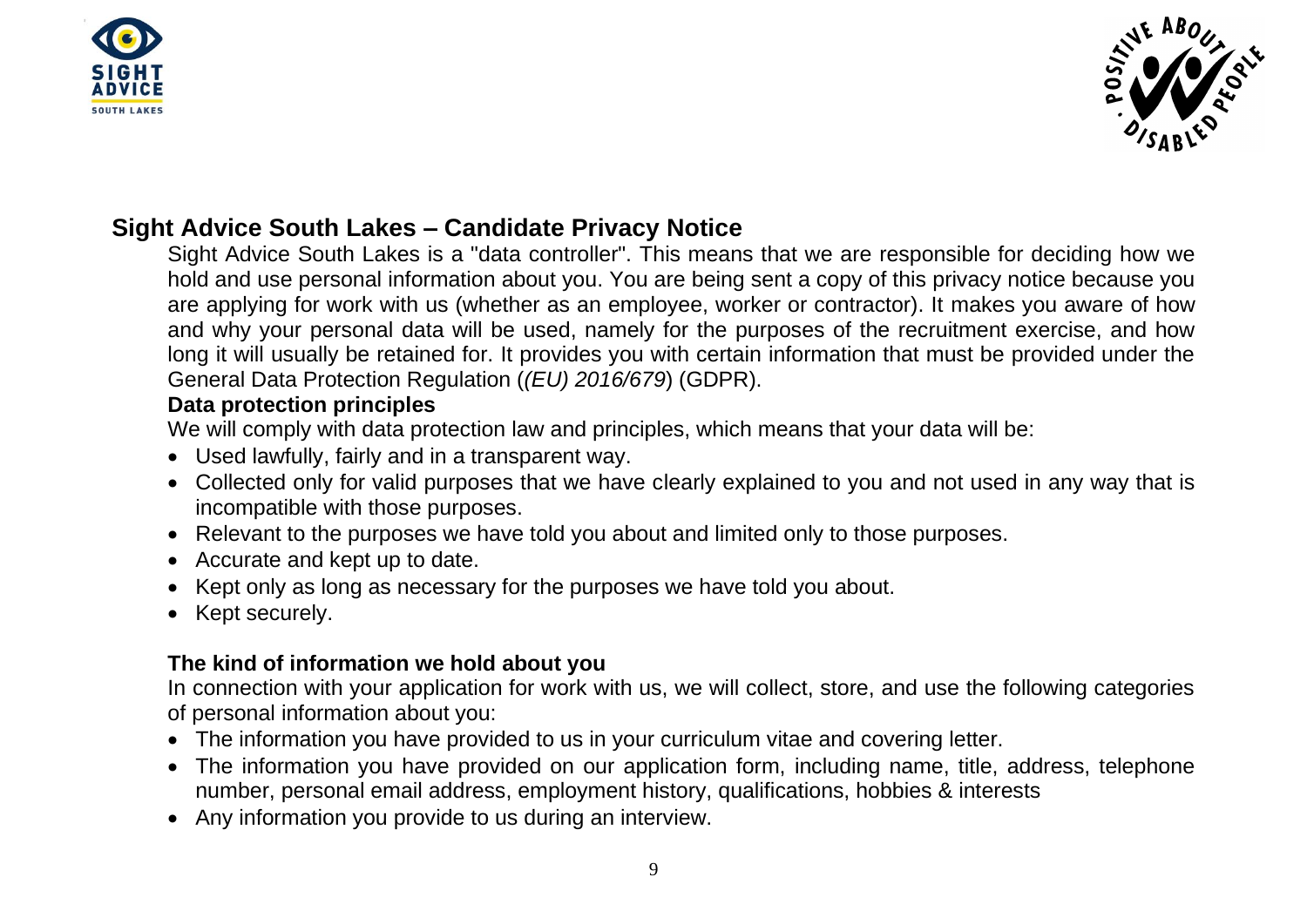## Sight Advice South Lakes – Candidate Privacy Notice

Sight Advice South Lakes is a "data controller". This means that we are responsible for deciding how we hold and use personal information about you. You are being sent a copy of this privacy notice because you are applying for work with us (whether as an employee, worker or contractor). It makes you aware of how and why your personal data will be used, namely for the purposes of the recruitment exercise, and how long it will usually be retained for. It provides you with certain information that must be provided under the General Data Protection Regulation (*(EU) 2016/679*) (GDPR).

**Data protection principles**

We will comply with data protection law and principles, which means that your data will be:

- Used lawfully, fairly and in a transparent way.
- Collected only for valid purposes that we have clearly explained to you and not used in any way that is incompatible with those purposes.
- Relevant to the purposes we have told you about and limited only to those purposes.
- Accurate and kept up to date.
- Kept only as long as necessary for the purposes we have told you about.
- Kept securely.

**The kind of information we hold about you**

In connection with your application for work with us, we will collect, store, and use the following categories of personal information about you:

- The information you have provided to us in your curriculum vitae and covering letter.
- The information you have provided on our application form, including name, title, address, telephone number, personal email address, employment history, qualifications, hobbies & interests
- Any information you provide to us during an interview.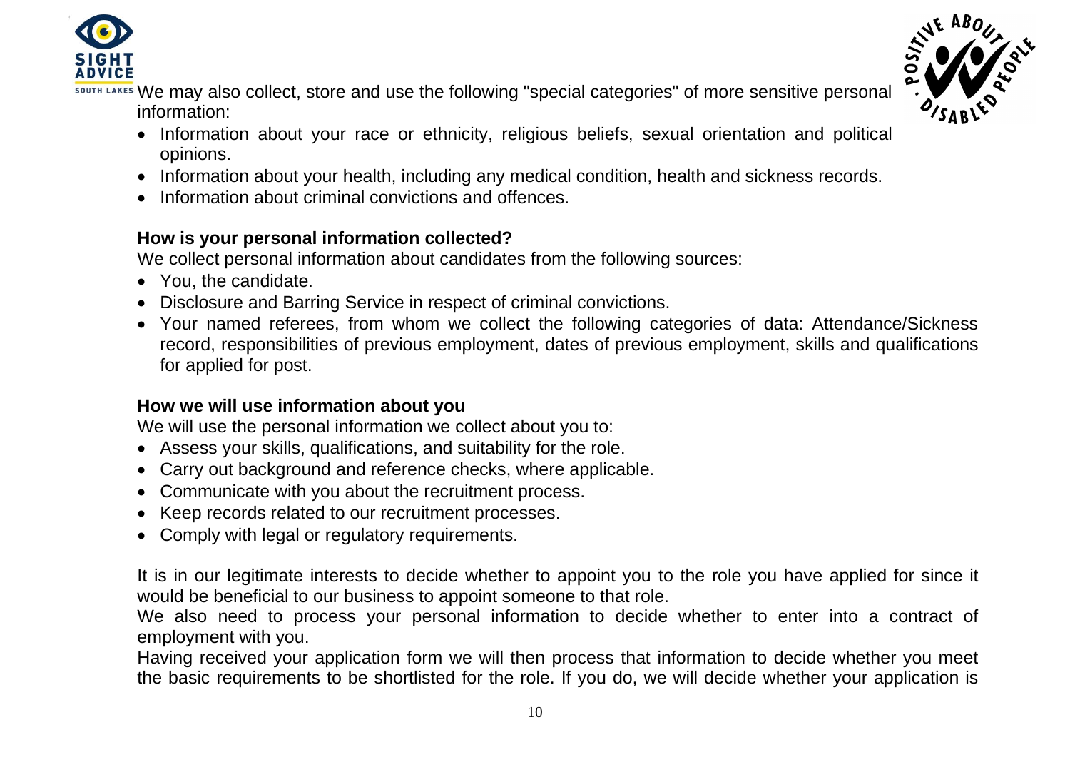We may also collect, store and use the following "special categories" of more sensitive personal information:

- Information about your race or ethnicity, religious beliefs, sexual orientation and political opinions.
- Information about your health, including any medical condition, health and sickness records.
- Information about criminal convictions and offences.

**How is your personal information collected?**

We collect personal information about candidates from the following sources:

- You, the candidate.
- Disclosure and Barring Service in respect of criminal convictions.
- Your named referees, from whom we collect the following categories of data: Attendance/Sickness record, responsibilities of previous employment, dates of previous employment, skills and qualifications for applied for post.

**How we will use information about you**

We will use the personal information we collect about you to:

- Assess your skills, qualifications, and suitability for the role.
- Carry out background and reference checks, where applicable.
- Communicate with you about the recruitment process.
- Keep records related to our recruitment processes.
- Comply with legal or regulatory requirements.

It is in our legitimate interests to decide whether to appoint you to the role you have applied for since it would be beneficial to our business to appoint someone to that role.

We also need to process your personal information to decide whether to enter into a contract of employment with you.

Having received your application form we will then process that information to decide whether you meet the basic requirements to be shortlisted for the role. If you do, we will decide whether your application is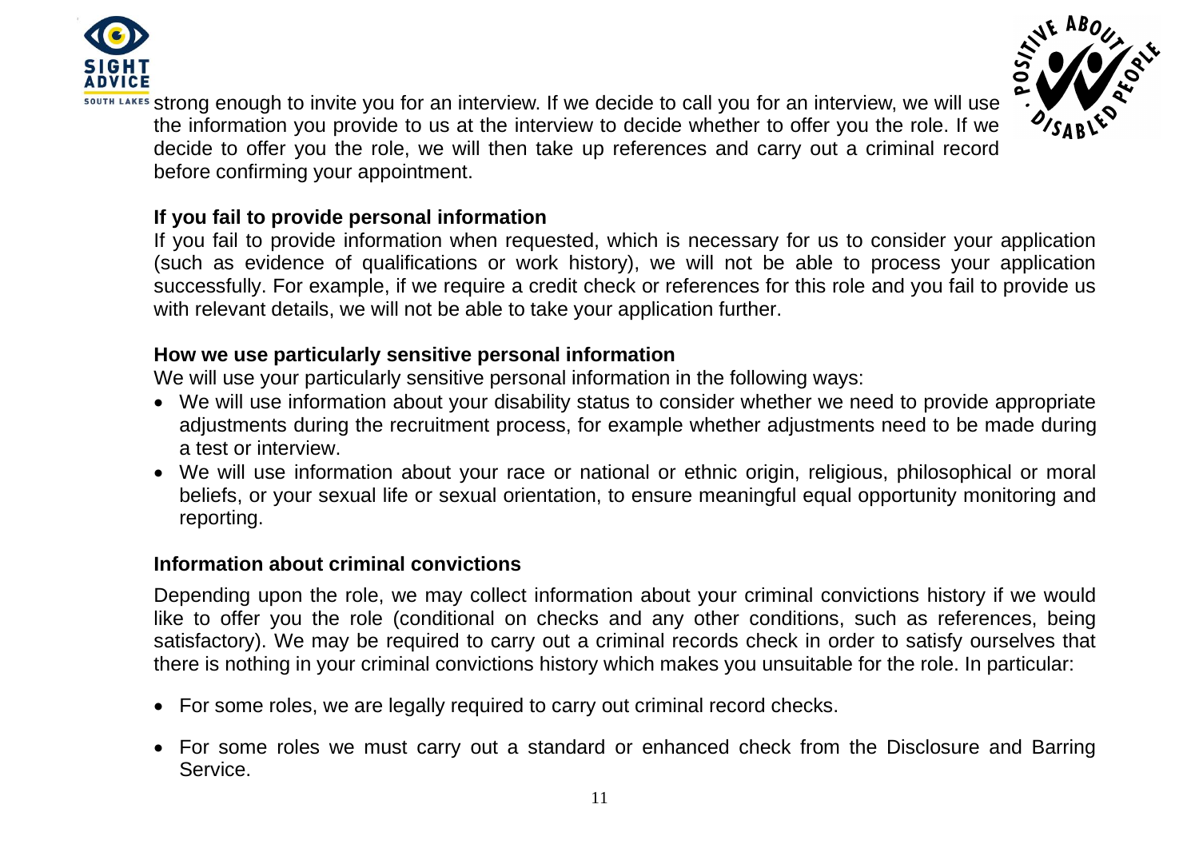strong enough to invite you for an interview. If we decide to call you for an interview, we will use the information you provide to us at the interview to decide whether to offer you the role. If we decide to offer you the role, we will then take up references and carry out a criminal record before confirming your appointment.

**If you fail to provide personal information**

If you fail to provide information when requested, which is necessary for us to consider your application (such as evidence of qualifications or work history), we will not be able to process your application successfully. For example, if we require a credit check or references for this role and you fail to provide us with relevant details, we will not be able to take your application further.

**How we use particularly sensitive personal information**

We will use your particularly sensitive personal information in the following ways:

- We will use information about your disability status to consider whether we need to provide appropriate adjustments during the recruitment process, for example whether adjustments need to be made during a test or interview.
- We will use information about your race or national or ethnic origin, religious, philosophical or moral beliefs, or your sexual life or sexual orientation, to ensure meaningful equal opportunity monitoring and reporting.

**Information about criminal convictions**

Depending upon the role, we may collect information about your criminal convictions history if we would like to offer you the role (conditional on checks and any other conditions, such as references, being satisfactory). We may be required to carry out a criminal records check in order to satisfy ourselves that there is nothing in your criminal convictions history which makes you unsuitable for the role. In particular:

- For some roles, we are legally required to carry out criminal record checks.
- For some roles we must carry out a standard or enhanced check from the Disclosure and Barring Service.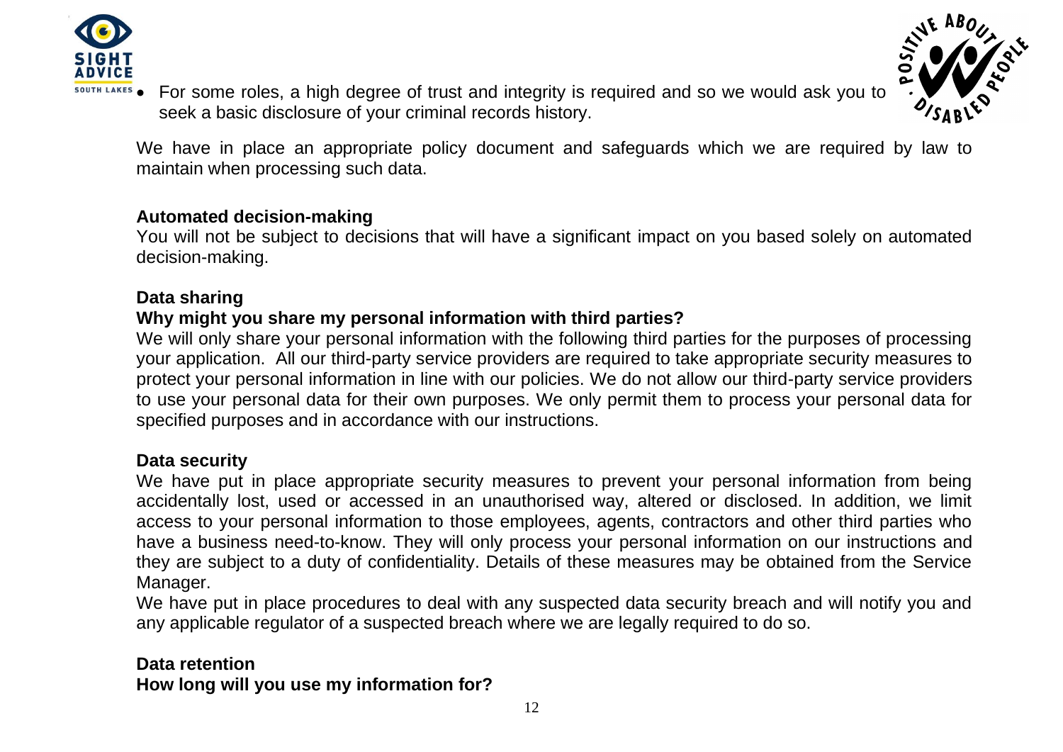- For some roles, a high degree of trust and integrity is required and so we would ask you to seek a basic disclosure of your criminal records history.

We have in place an appropriate policy document and safeguards which we are required by law to maintain when processing such data.

**Automated decision-making**

You will not be subject to decisions that will have a significant impact on you based solely on automated decision-making.

**Data sharing**

**Why might you share my personal information with third parties?**

We will only share your personal information with the following third parties for the purposes of processing your application. All our third-party service providers are required to take appropriate security measures to protect your personal information in line with our policies. We do not allow our third-party service providers to use your personal data for their own purposes. We only permit them to process your personal data for specified purposes and in accordance with our instructions.

**Data security**

We have put in place appropriate security measures to prevent your personal information from being accidentally lost, used or accessed in an unauthorised way, altered or disclosed. In addition, we limit access to your personal information to those employees, agents, contractors and other third parties who have a business need-to-know. They will only process your personal information on our instructions and they are subject to a duty of confidentiality. Details of these measures may be obtained from the Service Manager.

We have put in place procedures to deal with any suspected data security breach and will notify you and any applicable regulator of a suspected breach where we are legally required to do so.

**Data retention**

**How long will you use my information for?**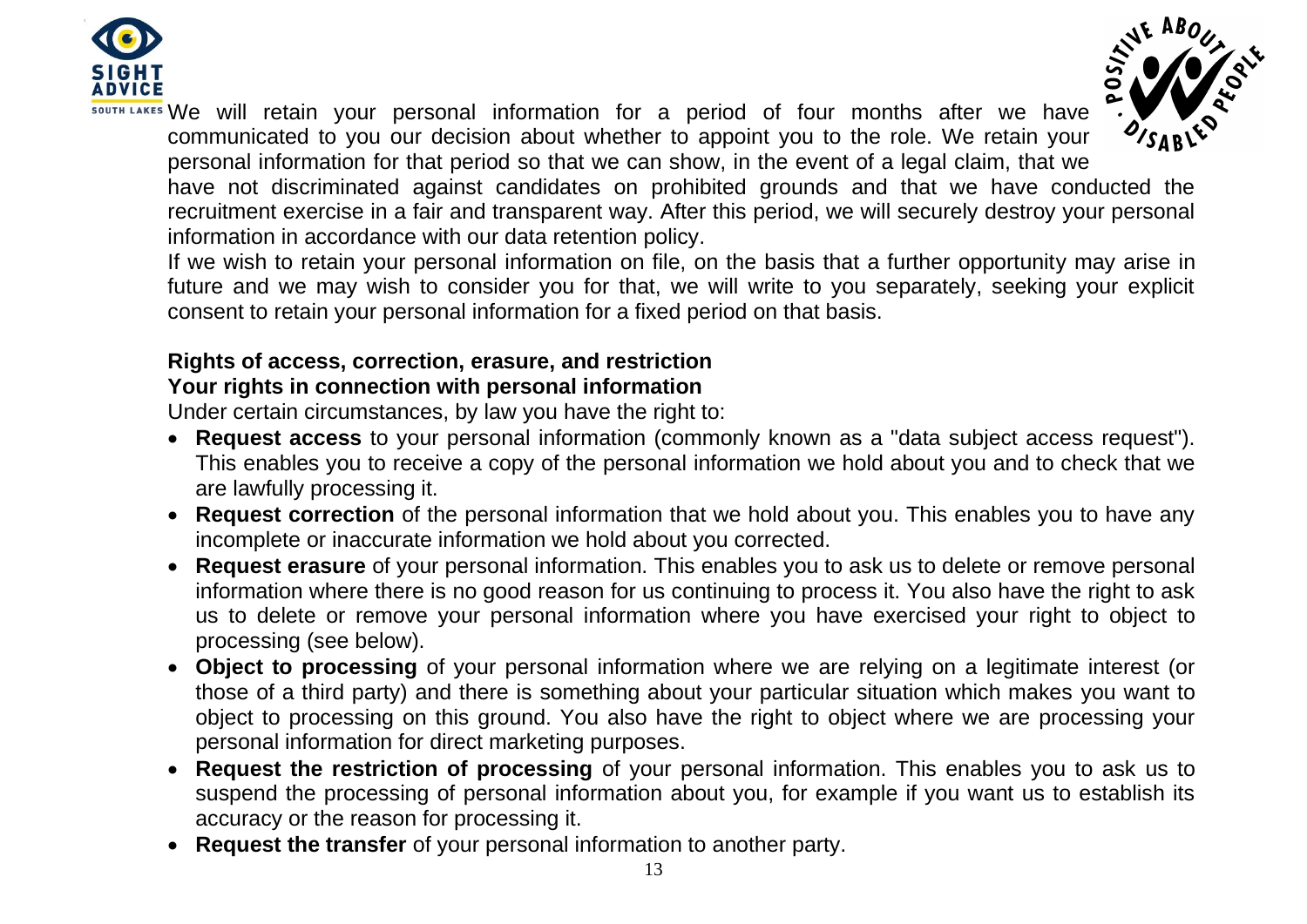We will retain your personal information for a period of four months after we have communicated to you our decision about whether to appoint you to the role. We retain your personal information for that period so that we can show, in the event of a legal claim, that we have not discriminated against candidates on prohibited grounds and that we have conducted the recruitment exercise in a fair and transparent way. After this period, we will securely destroy your personal information in accordance with our data retention policy.

If we wish to retain your personal information on file, on the basis that a further opportunity may arise in future and we may wish to consider you for that, we will write to you separately, seeking your explicit consent to retain your personal information for a fixed period on that basis.

**Rights of access, correction, erasure, and restriction**

**Your rights in connection with personal information**

Under certain circumstances, by law you have the right to:

- **Request access** to your personal information (commonly known as a "data subject access request"). This enables you to receive a copy of the personal information we hold about you and to check that we are lawfully processing it.
- **Request correction** of the personal information that we hold about you. This enables you to have any incomplete or inaccurate information we hold about you corrected.
- **Request erasure** of your personal information. This enables you to ask us to delete or remove personal information where there is no good reason for us continuing to process it. You also have the right to ask us to delete or remove your personal information where you have exercised your right to object to processing (see below).
- **Object to processing** of your personal information where we are relying on a legitimate interest (or those of a third party) and there is something about your particular situation which makes you want to object to processing on this ground. You also have the right to object where we are processing your personal information for direct marketing purposes.
- **Request the restriction of processing** of your personal information. This enables you to ask us to suspend the processing of personal information about you, for example if you want us to establish its accuracy or the reason for processing it.
- **Request the transfer** of your personal information to another party.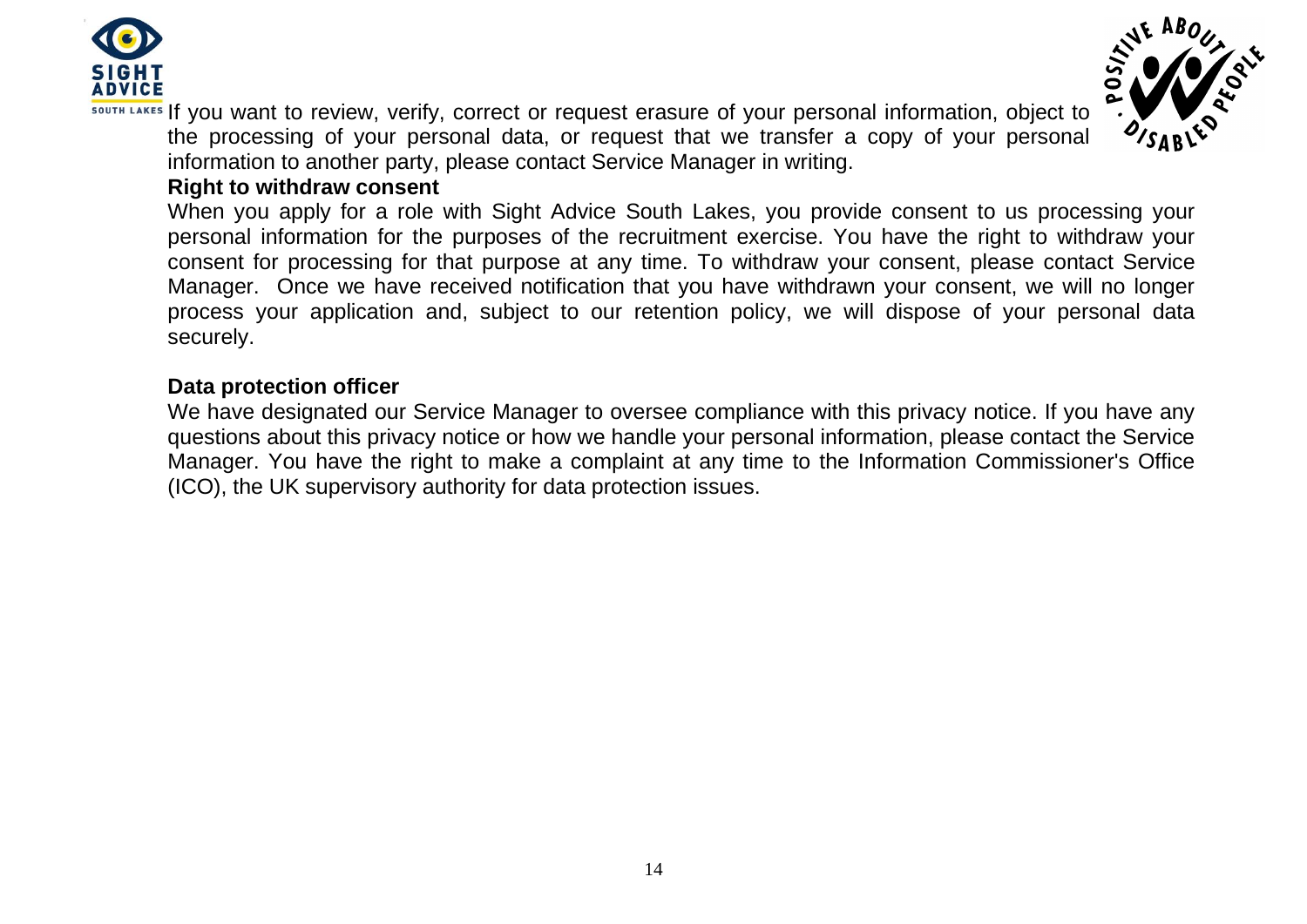If you want to review, verify, correct or request erasure of your personal information, object to the processing of your personal data, or request that we transfer a copy of your personal information to another party, please contact Service Manager in writing.

**Right to withdraw consent**

When you apply for a role with Sight Advice South Lakes, you provide consent to us processing your personal information for the purposes of the recruitment exercise. You have the right to withdraw your consent for processing for that purpose at any time. To withdraw your consent, please contact Service Manager. Once we have received notification that you have withdrawn your consent, we will no longer process your application and, subject to our retention policy, we will dispose of your personal data securely.

**Data protection officer**

We have designated our Service Manager to oversee compliance with this privacy notice. If you have any questions about this privacy notice or how we handle your personal information, please contact the Service Manager. You have the right to make a complaint at any time to the Information Commissioner's Office (ICO), the UK supervisory authority for data protection issues.